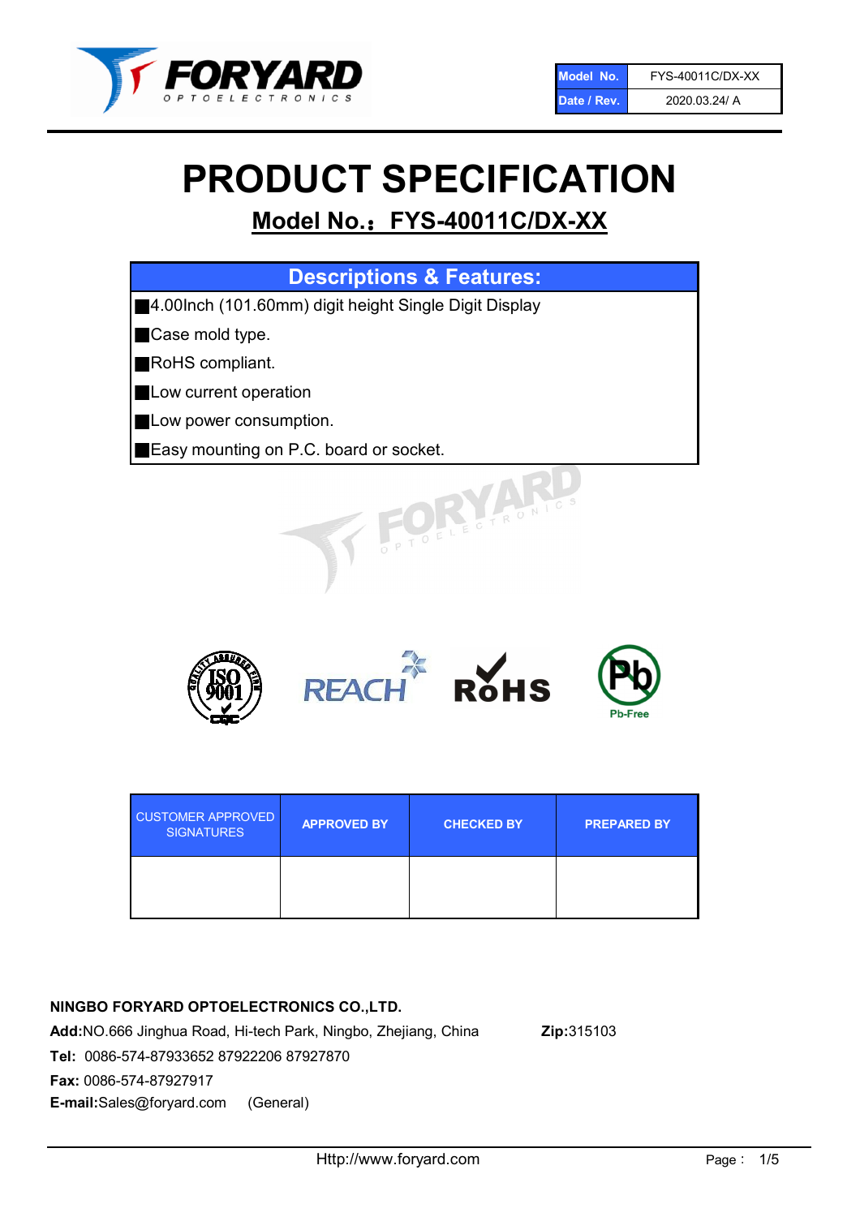| Model No. | FYS-40011C/DX-XX |
| --- | --- |
| Date / Rev. | 2020.03.24/ A |

# PRODUCT SPECIFICATION

## Model No.：FYS-40011C/DX-XX

| Descriptions & Features: |
| --- |
| ■4.00Inch (101.60mm) digit height Single Digit Display |
| ■Case mold type. |
| ■RoHS compliant. |
| ■Low current operation |
| ■Low power consumption. |
| ■Easy mounting on P.C. board or socket. |

| CUSTOMER APPROVED SIGNATURES | APPROVED BY | CHECKED BY | PREPARED BY |
| --- | --- | --- | --- |
| | | | |

**NINGBO FORYARD OPTOELECTRONICS CO.,LTD.**

**Add:**NO.666 Jinghua Road, Hi-tech Park, Ningbo, Zhejiang, China **Zip:**315103

**Tel:** 0086-574-87933652 87922206 87927870

**Fax:** 0086-574-87927917

**E-mail:**Sales@foryard.com (General)

Http://www.foryard.com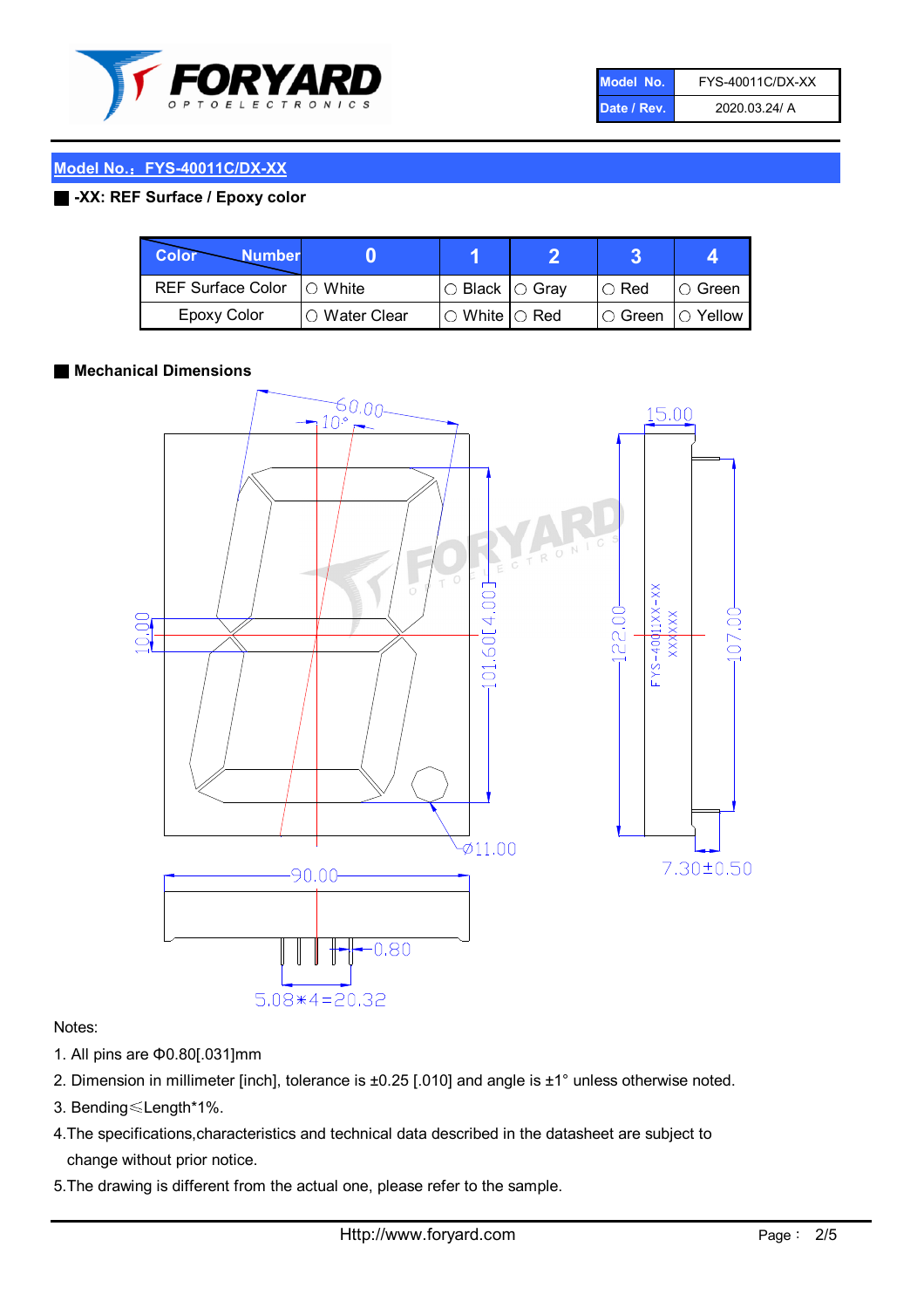| Model No. | FYS-40011C/DX-XX |
|---|---|
| Date / Rev. | 2020.03.24/ A |

## Model No.：FYS-40011C/DX-XX

### -XX: REF Surface / Epoxy color

| Color \ Number | 0 | 1 | 2 | 3 | 4 |
|---|---|---|---|---|---|
| REF Surface Color | ○ White | ○ Black | ○ Gray | ○ Red | ○ Green |
| Epoxy Color | ○ Water Clear | ○ White | ○ Red | ○ Green | ○ Yellow |

### Mechanical Dimensions

Notes:

1. All pins are Φ0.80[.031]mm
2. Dimension in millimeter [inch], tolerance is ±0.25 [.010] and angle is ±1° unless otherwise noted.
3. Bending≤Length*1%.
4. The specifications,characteristics and technical data described in the datasheet are subject to change without prior notice.
5. The drawing is different from the actual one, please refer to the sample.

Http://www.foryard.com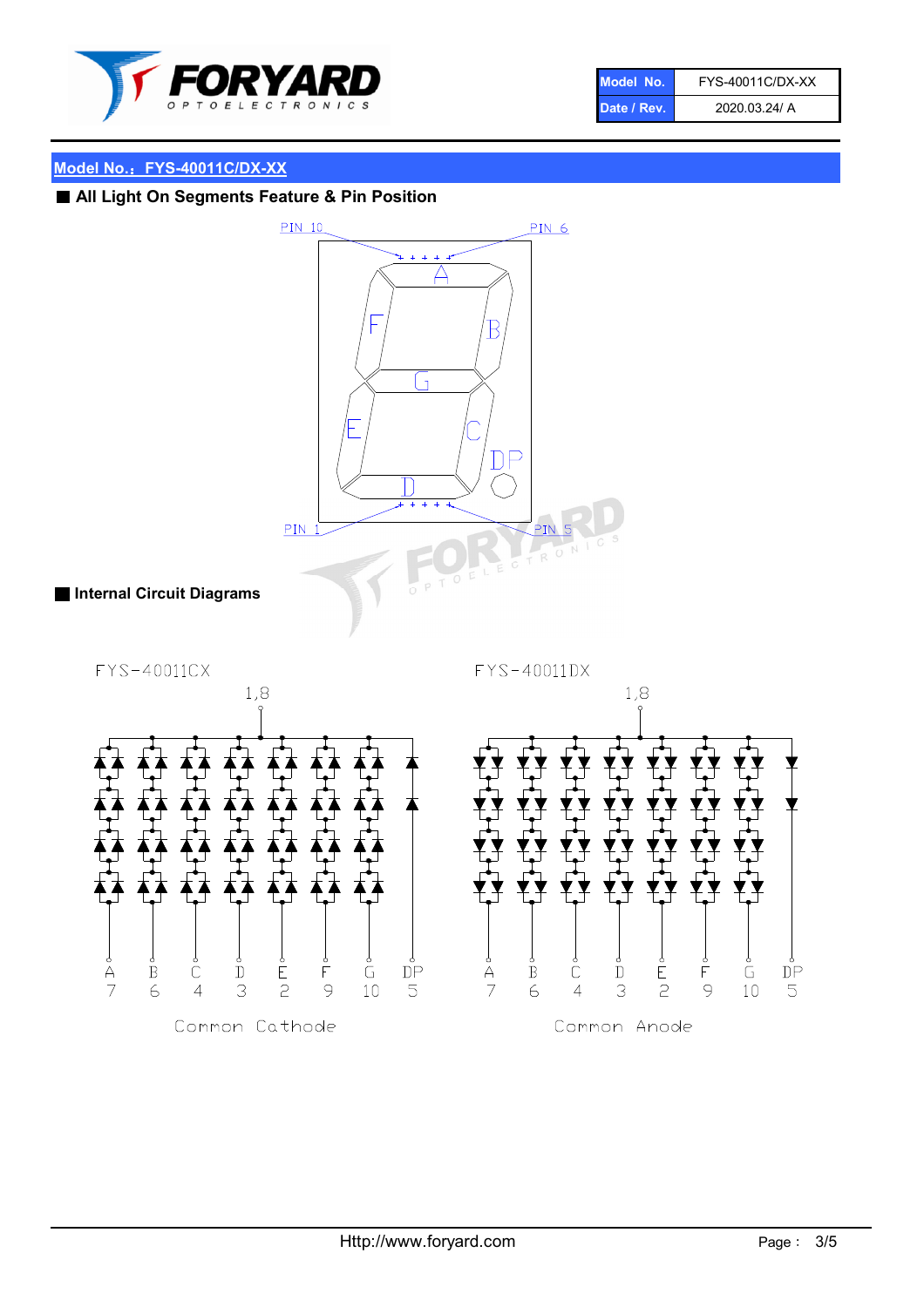| Model No. | FYS-40011C/DX-XX |
| --- | --- |
| Date / Rev. | 2020.03.24/ A |

## Model No.：FYS-40011C/DX-XX

### All Light On Segments Feature & Pin Position

PIN 10 PIN 6

A B C D E F G DP

PIN 1 PIN 5

### Internal Circuit Diagrams

FYS-40011CX

1,8

| A | B | C | D | E | F | G | DP |
| --- | --- | --- | --- | --- | --- | --- | --- |
| 7 | 6 | 4 | 3 | 2 | 9 | 10 | 5 |

Common Cathode

FYS-40011DX

1,8

| A | B | C | D | E | F | G | DP |
| --- | --- | --- | --- | --- | --- | --- | --- |
| 7 | 6 | 4 | 3 | 2 | 9 | 10 | 5 |

Common Anode

Http://www.foryard.com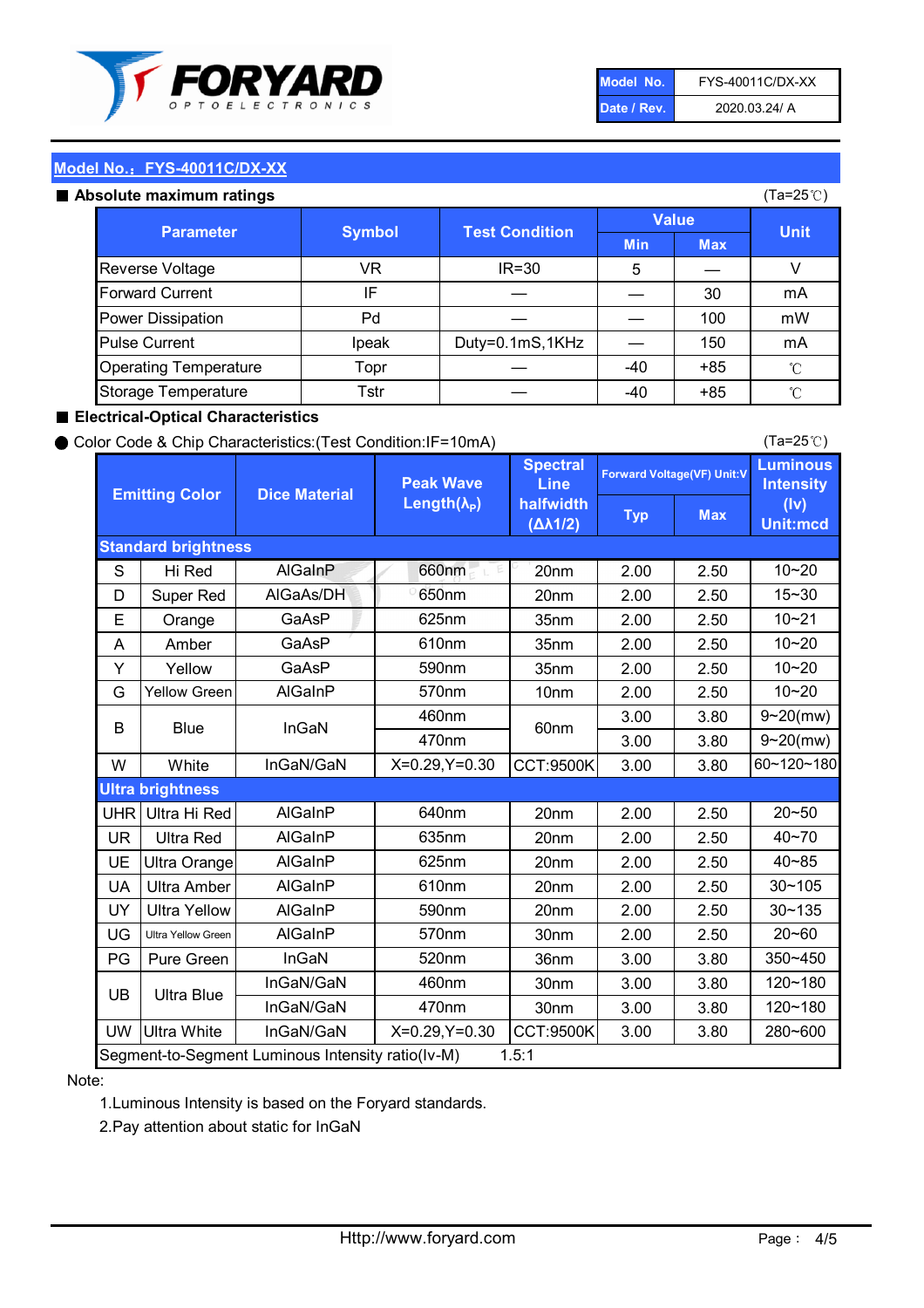| Model No. | FYS-40011C/DX-XX |
|---|---|
| Date / Rev. | 2020.03.24/ A |

## Model No.：FYS-40011C/DX-XX

### ■ Absolute maximum ratings

(Ta=25℃)

| Parameter | Symbol | Test Condition | Value | | Unit |
|---|---|---|---|---|---|
| | | | Min | Max | |
| Reverse Voltage | VR | IR=30 | 5 | — | V |
| Forward Current | IF | — | — | 30 | mA |
| Power Dissipation | Pd | — | — | 100 | mW |
| Pulse Current | Ipeak | Duty=0.1mS,1KHz | — | 150 | mA |
| Operating Temperature | Topr | — | -40 | +85 | ℃ |
| Storage Temperature | Tstr | — | -40 | +85 | ℃ |

### ■ Electrical-Optical Characteristics

● Color Code & Chip Characteristics:(Test Condition:IF=10mA)

(Ta=25℃)

| Emitting Color | | Dice Material | Peak Wave Length($\lambda_P$) | Spectral Line halfwidth ($\Delta\lambda 1/2$) | Forward Voltage(VF) Unit:V | | Luminous Intensity (Iv) Unit:mcd |
|---|---|---|---|---|---|---|---|
| | | | | | Typ | Max | |
| **Standard brightness** | | | | | | | |
| S | Hi Red | AlGaInP | 660nm | 20nm | 2.00 | 2.50 | 10~20 |
| D | Super Red | AlGaAs/DH | 650nm | 20nm | 2.00 | 2.50 | 15~30 |
| E | Orange | GaAsP | 625nm | 35nm | 2.00 | 2.50 | 10~21 |
| A | Amber | GaAsP | 610nm | 35nm | 2.00 | 2.50 | 10~20 |
| Y | Yellow | GaAsP | 590nm | 35nm | 2.00 | 2.50 | 10~20 |
| G | Yellow Green | AlGaInP | 570nm | 10nm | 2.00 | 2.50 | 10~20 |
| B | Blue | InGaN | 460nm | 60nm | 3.00 | 3.80 | 9~20(mw) |
| | | | 470nm | | 3.00 | 3.80 | 9~20(mw) |
| W | White | InGaN/GaN | X=0.29,Y=0.30 | CCT:9500K | 3.00 | 3.80 | 60~120~180 |
| **Ultra brightness** | | | | | | | |
| UHR | Ultra Hi Red | AlGaInP | 640nm | 20nm | 2.00 | 2.50 | 20~50 |
| UR | Ultra Red | AlGaInP | 635nm | 20nm | 2.00 | 2.50 | 40~70 |
| UE | Ultra Orange | AlGaInP | 625nm | 20nm | 2.00 | 2.50 | 40~85 |
| UA | Ultra Amber | AlGaInP | 610nm | 20nm | 2.00 | 2.50 | 30~105 |
| UY | Ultra Yellow | AlGaInP | 590nm | 20nm | 2.00 | 2.50 | 30~135 |
| UG | Ultra Yellow Green | AlGaInP | 570nm | 30nm | 2.00 | 2.50 | 20~60 |
| PG | Pure Green | InGaN | 520nm | 36nm | 3.00 | 3.80 | 350~450 |
| UB | Ultra Blue | InGaN/GaN | 460nm | 30nm | 3.00 | 3.80 | 120~180 |
| | | InGaN/GaN | 470nm | 30nm | 3.00 | 3.80 | 120~180 |
| UW | Ultra White | InGaN/GaN | X=0.29,Y=0.30 | CCT:9500K | 3.00 | 3.80 | 280~600 |
| Segment-to-Segment Luminous Intensity ratio(Iv-M) | | | | 1.5:1 | | | |

Note:

1.Luminous Intensity is based on the Foryard standards.

2.Pay attention about static for InGaN

Http://www.foryard.com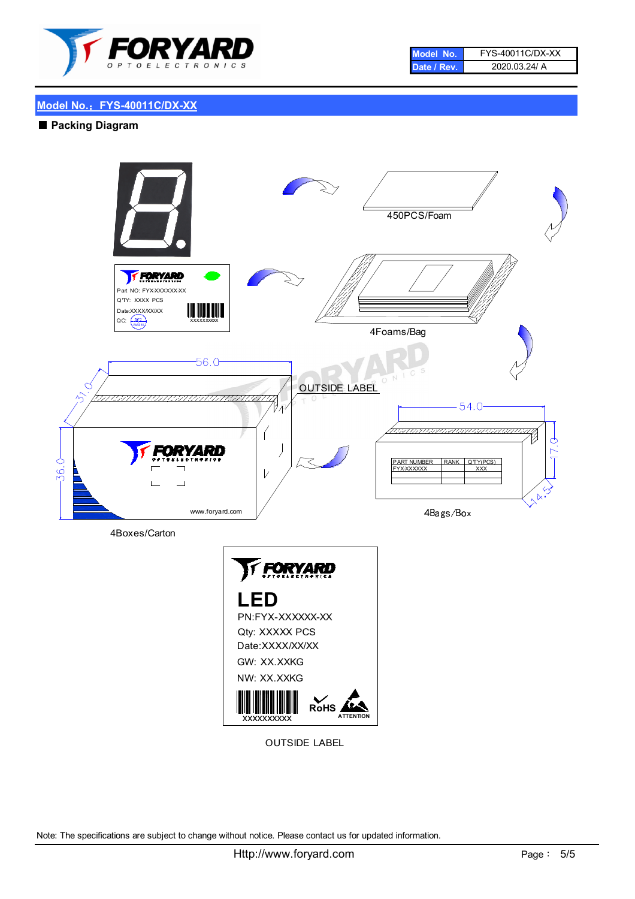| Model No. | FYS-40011C/DX-XX |
|---|---|
| Date / Rev. | 2020.03.24/ A |

## Model No.: FYS-40011C/DX-XX

■ Packing Diagram

Part NO: FYX-XXXXXX-XX
Q'TY: XXXX PCS
Date:XXXX/XX/XX
QC:
XXXXXXXXXX

450PCS/Foam

4Foams/Bag

56.0
31.0
36.0
OUTSIDE LABEL
www.foryard.com

4Boxes/Carton

54.0
17.0
14.5

| PART NUMBER | RANK | Q'TY(PCS) |
|---|---|---|
| FYX-XXXXXX | | XXX |
| | | |
| | | |

4Bags/Box

LED
PN:FYX-XXXXXX-XX
Qty: XXXXX PCS
Date:XXXX/XX/XX
GW: XX.XXKG
NW: XX.XXKG
XXXXXXXXXX
RoHS
ATTENTION

OUTSIDE LABEL

Note: The specifications are subject to change without notice. Please contact us for updated information.